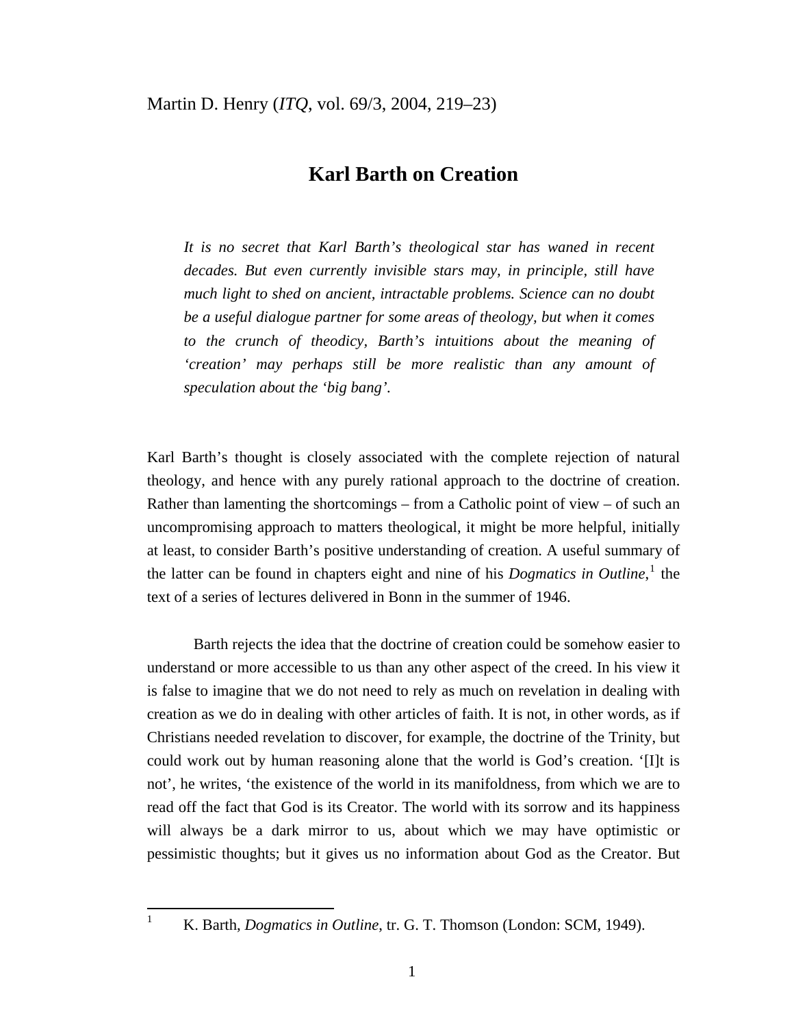Martin D. Henry (*ITQ*, vol. 69/3, 2004, 219–23)

# Karl Barth on Creation

*It is no secret that Karl Barth's theological star has waned in recent decades. But even currently invisible stars may, in principle, still have much light to shed on ancient, intractable problems. Science can no doubt be a useful dialogue partner for some areas of theology, but when it comes to the crunch of theodicy, Barth's intuitions about the meaning of 'creation' may perhaps still be more realistic than any amount of speculation about the 'big bang'.*

Karl Barth's thought is closely associated with the complete rejection of natural theology, and hence with any purely rational approach to the doctrine of creation. Rather than lamenting the shortcomings – from a Catholic point of view – of such an uncompromising approach to matters theological, it might be more helpful, initially at least, to consider Barth's positive understanding of creation. A useful summary of the latter can be found in chapters eight and nine of his *Dogmatics in Outline*,[1] the text of a series of lectures delivered in Bonn in the summer of 1946.

Barth rejects the idea that the doctrine of creation could be somehow easier to understand or more accessible to us than any other aspect of the creed. In his view it is false to imagine that we do not need to rely as much on revelation in dealing with creation as we do in dealing with other articles of faith. It is not, in other words, as if Christians needed revelation to discover, for example, the doctrine of the Trinity, but could work out by human reasoning alone that the world is God's creation. '[I]t is not', he writes, 'the existence of the world in its manifoldness, from which we are to read off the fact that God is its Creator. The world with its sorrow and its happiness will always be a dark mirror to us, about which we may have optimistic or pessimistic thoughts; but it gives us no information about God as the Creator. But

[1] K. Barth, *Dogmatics in Outline*, tr. G. T. Thomson (London: SCM, 1949).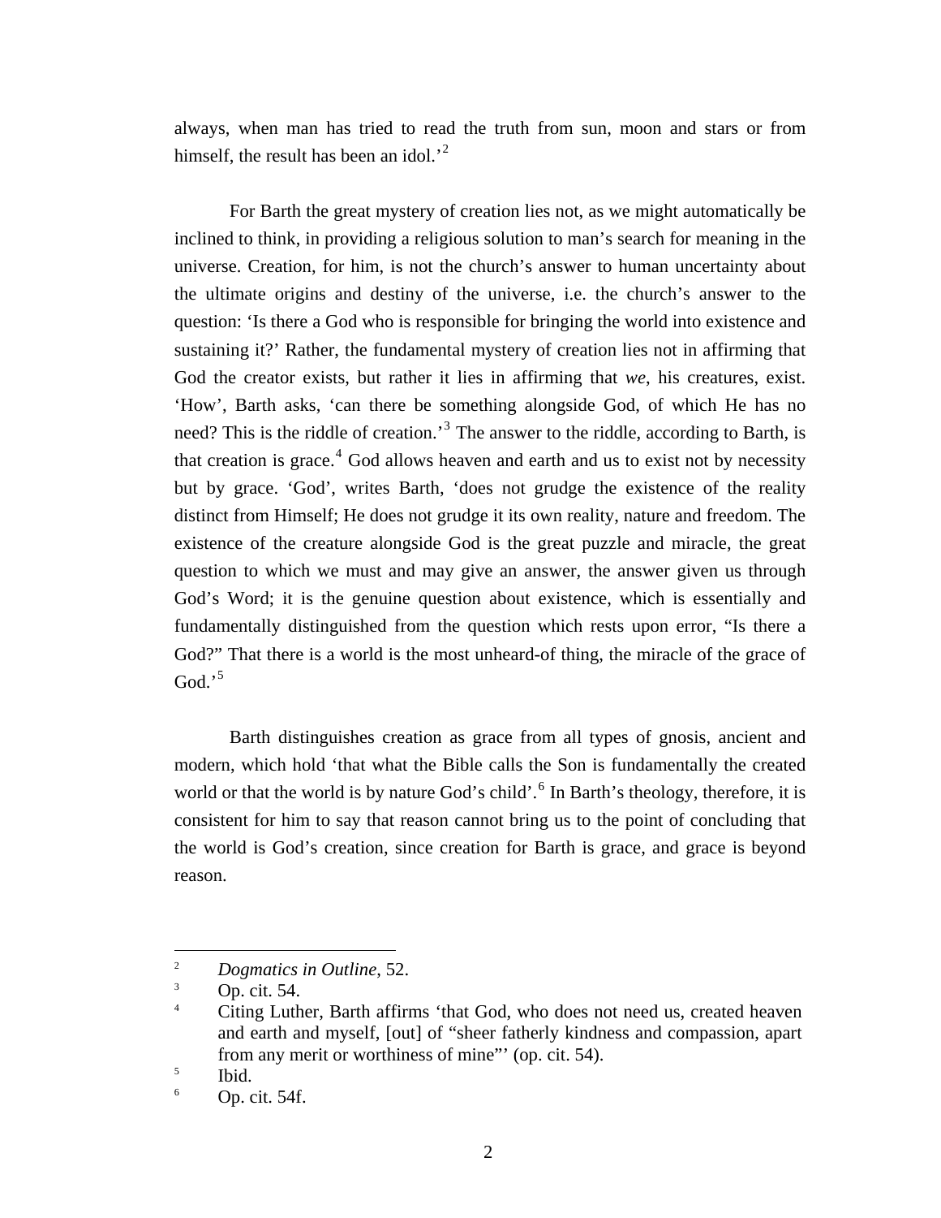always, when man has tried to read the truth from sun, moon and stars or from himself, the result has been an idol.'[2]

For Barth the great mystery of creation lies not, as we might automatically be inclined to think, in providing a religious solution to man's search for meaning in the universe. Creation, for him, is not the church's answer to human uncertainty about the ultimate origins and destiny of the universe, i.e. the church's answer to the question: 'Is there a God who is responsible for bringing the world into existence and sustaining it?' Rather, the fundamental mystery of creation lies not in affirming that God the creator exists, but rather it lies in affirming that *we*, his creatures, exist. 'How', Barth asks, 'can there be something alongside God, of which He has no need? This is the riddle of creation.'[3] The answer to the riddle, according to Barth, is that creation is grace.[4] God allows heaven and earth and us to exist not by necessity but by grace. 'God', writes Barth, 'does not grudge the existence of the reality distinct from Himself; He does not grudge it its own reality, nature and freedom. The existence of the creature alongside God is the great puzzle and miracle, the great question to which we must and may give an answer, the answer given us through God's Word; it is the genuine question about existence, which is essentially and fundamentally distinguished from the question which rests upon error, "Is there a God?" That there is a world is the most unheard-of thing, the miracle of the grace of God.'[5]

Barth distinguishes creation as grace from all types of gnosis, ancient and modern, which hold 'that what the Bible calls the Son is fundamentally the created world or that the world is by nature God's child'.[6] In Barth's theology, therefore, it is consistent for him to say that reason cannot bring us to the point of concluding that the world is God's creation, since creation for Barth is grace, and grace is beyond reason.

---

[2] *Dogmatics in Outline*, 52.

[3] Op. cit. 54.

[4] Citing Luther, Barth affirms 'that God, who does not need us, created heaven and earth and myself, [out] of "sheer fatherly kindness and compassion, apart from any merit or worthiness of mine"' (op. cit. 54).

[5] Ibid.

[6] Op. cit. 54f.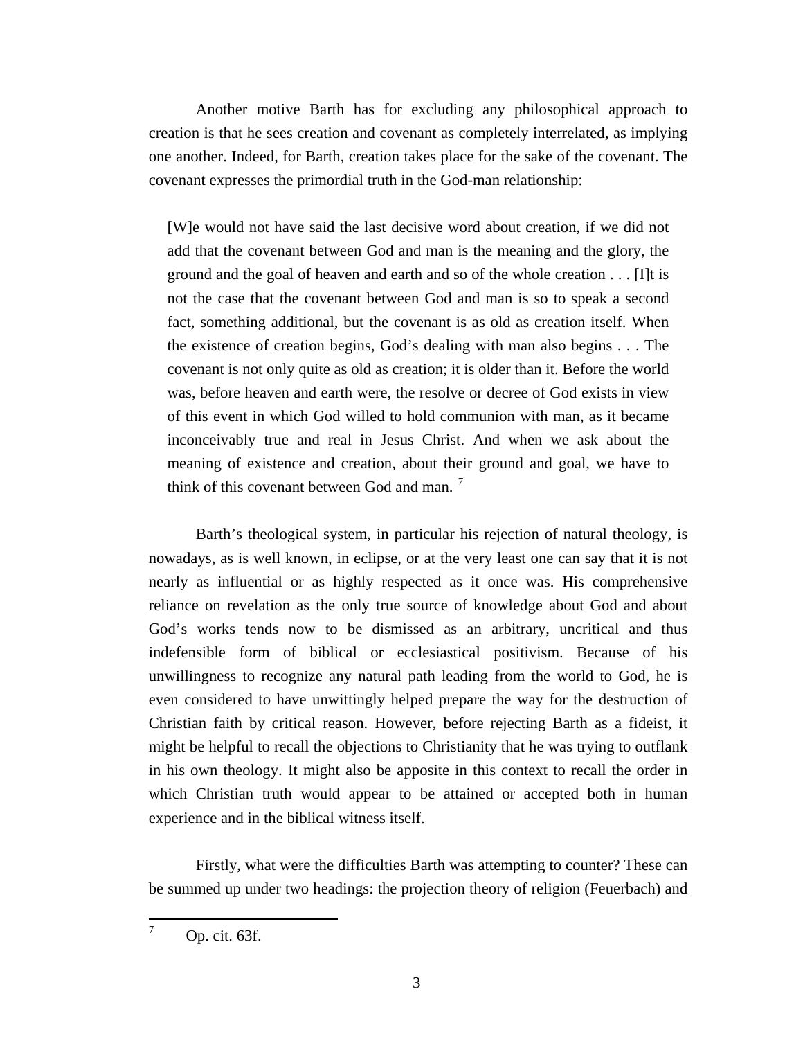Another motive Barth has for excluding any philosophical approach to creation is that he sees creation and covenant as completely interrelated, as implying one another. Indeed, for Barth, creation takes place for the sake of the covenant. The covenant expresses the primordial truth in the God-man relationship:

> [W]e would not have said the last decisive word about creation, if we did not add that the covenant between God and man is the meaning and the glory, the ground and the goal of heaven and earth and so of the whole creation . . . [I]t is not the case that the covenant between God and man is so to speak a second fact, something additional, but the covenant is as old as creation itself. When the existence of creation begins, God's dealing with man also begins . . . The covenant is not only quite as old as creation; it is older than it. Before the world was, before heaven and earth were, the resolve or decree of God exists in view of this event in which God willed to hold communion with man, as it became inconceivably true and real in Jesus Christ. And when we ask about the meaning of existence and creation, about their ground and goal, we have to think of this covenant between God and man. [7]

Barth's theological system, in particular his rejection of natural theology, is nowadays, as is well known, in eclipse, or at the very least one can say that it is not nearly as influential or as highly respected as it once was. His comprehensive reliance on revelation as the only true source of knowledge about God and about God's works tends now to be dismissed as an arbitrary, uncritical and thus indefensible form of biblical or ecclesiastical positivism. Because of his unwillingness to recognize any natural path leading from the world to God, he is even considered to have unwittingly helped prepare the way for the destruction of Christian faith by critical reason. However, before rejecting Barth as a fideist, it might be helpful to recall the objections to Christianity that he was trying to outflank in his own theology. It might also be apposite in this context to recall the order in which Christian truth would appear to be attained or accepted both in human experience and in the biblical witness itself.

Firstly, what were the difficulties Barth was attempting to counter? These can be summed up under two headings: the projection theory of religion (Feuerbach) and

[7] Op. cit. 63f.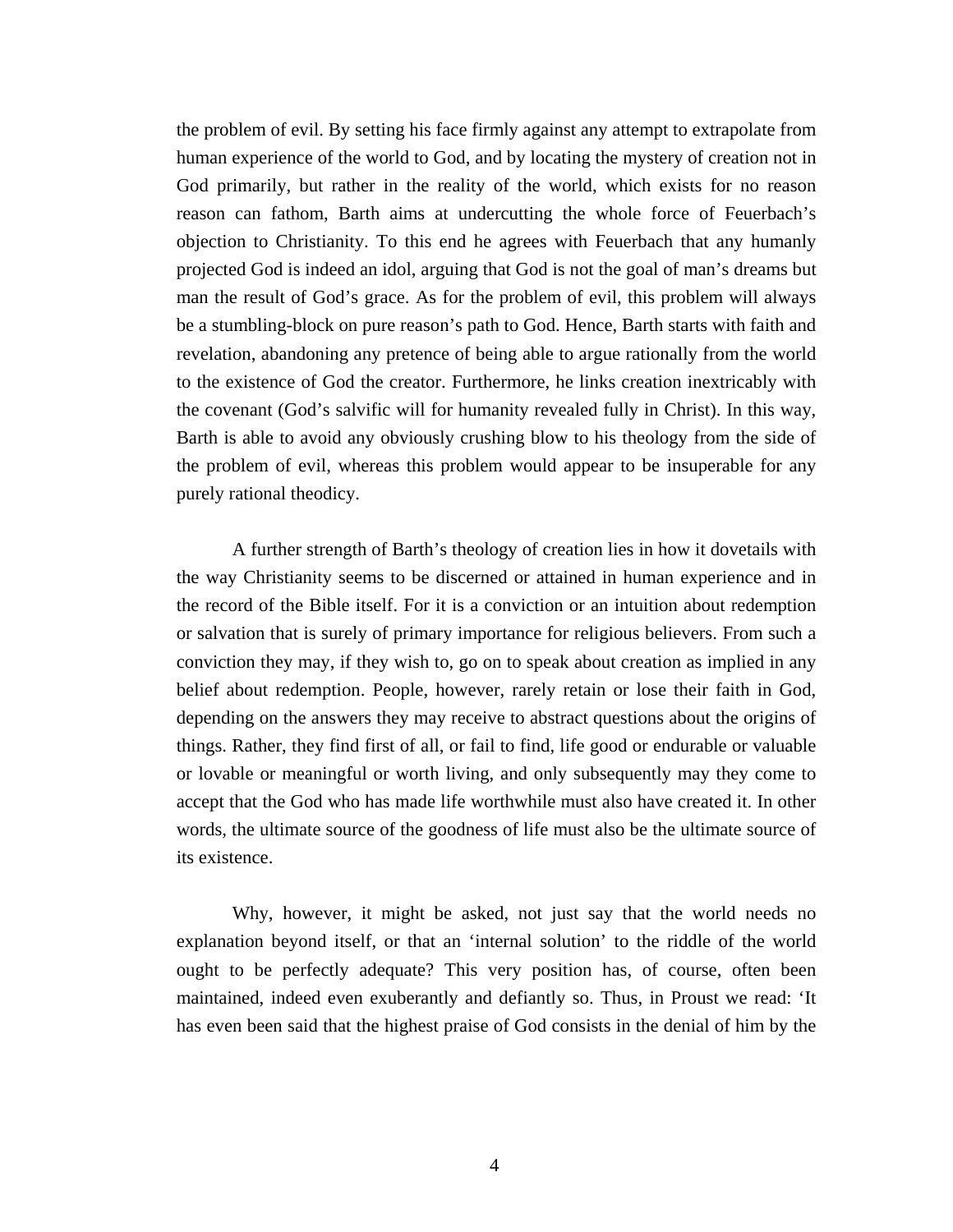the problem of evil. By setting his face firmly against any attempt to extrapolate from human experience of the world to God, and by locating the mystery of creation not in God primarily, but rather in the reality of the world, which exists for no reason reason can fathom, Barth aims at undercutting the whole force of Feuerbach's objection to Christianity. To this end he agrees with Feuerbach that any humanly projected God is indeed an idol, arguing that God is not the goal of man's dreams but man the result of God's grace. As for the problem of evil, this problem will always be a stumbling-block on pure reason's path to God. Hence, Barth starts with faith and revelation, abandoning any pretence of being able to argue rationally from the world to the existence of God the creator. Furthermore, he links creation inextricably with the covenant (God's salvific will for humanity revealed fully in Christ). In this way, Barth is able to avoid any obviously crushing blow to his theology from the side of the problem of evil, whereas this problem would appear to be insuperable for any purely rational theodicy.

A further strength of Barth's theology of creation lies in how it dovetails with the way Christianity seems to be discerned or attained in human experience and in the record of the Bible itself. For it is a conviction or an intuition about redemption or salvation that is surely of primary importance for religious believers. From such a conviction they may, if they wish to, go on to speak about creation as implied in any belief about redemption. People, however, rarely retain or lose their faith in God, depending on the answers they may receive to abstract questions about the origins of things. Rather, they find first of all, or fail to find, life good or endurable or valuable or lovable or meaningful or worth living, and only subsequently may they come to accept that the God who has made life worthwhile must also have created it. In other words, the ultimate source of the goodness of life must also be the ultimate source of its existence.

Why, however, it might be asked, not just say that the world needs no explanation beyond itself, or that an 'internal solution' to the riddle of the world ought to be perfectly adequate? This very position has, of course, often been maintained, indeed even exuberantly and defiantly so. Thus, in Proust we read: 'It has even been said that the highest praise of God consists in the denial of him by the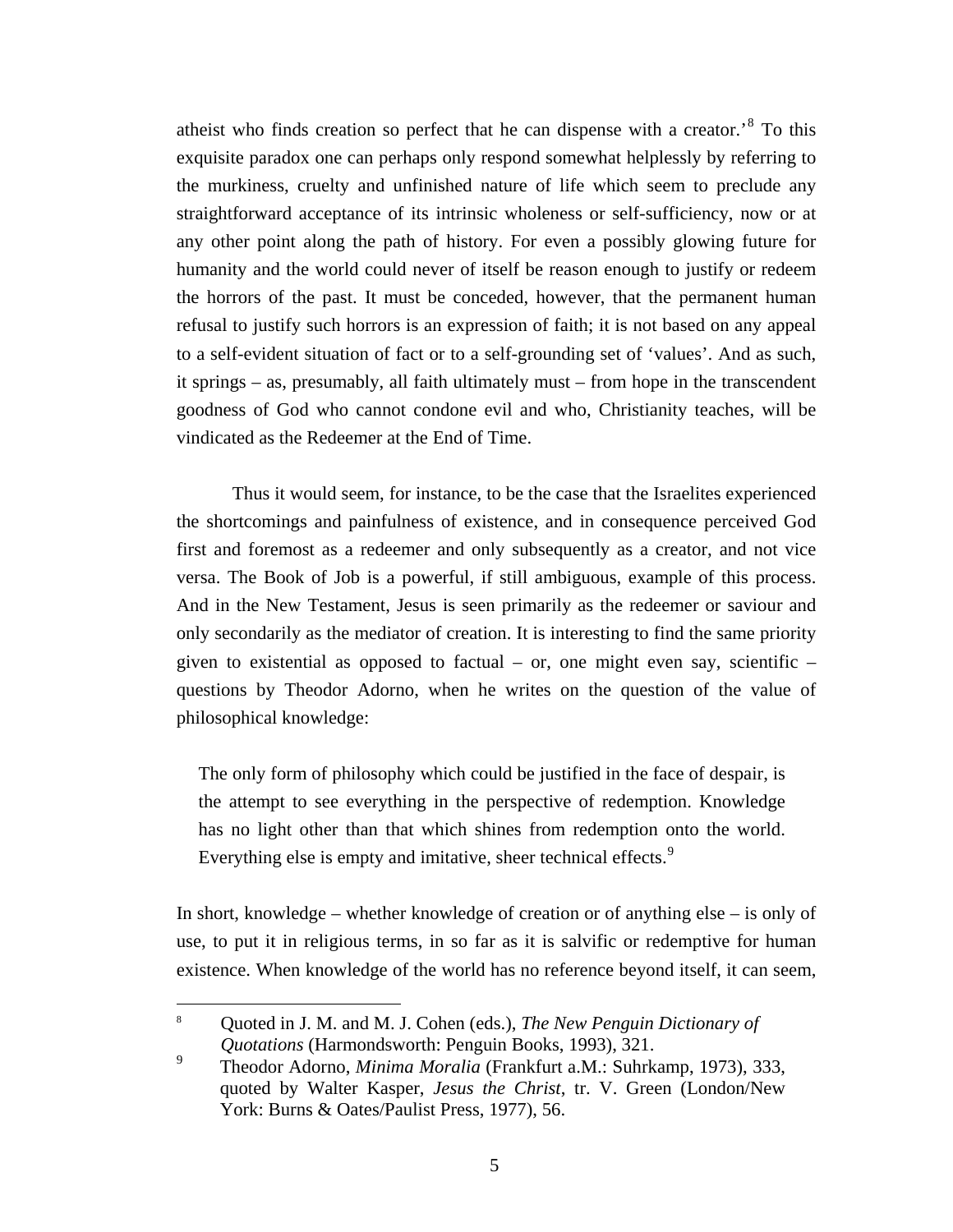atheist who finds creation so perfect that he can dispense with a creator.'[8] To this exquisite paradox one can perhaps only respond somewhat helplessly by referring to the murkiness, cruelty and unfinished nature of life which seem to preclude any straightforward acceptance of its intrinsic wholeness or self-sufficiency, now or at any other point along the path of history. For even a possibly glowing future for humanity and the world could never of itself be reason enough to justify or redeem the horrors of the past. It must be conceded, however, that the permanent human refusal to justify such horrors is an expression of faith; it is not based on any appeal to a self-evident situation of fact or to a self-grounding set of 'values'. And as such, it springs – as, presumably, all faith ultimately must – from hope in the transcendent goodness of God who cannot condone evil and who, Christianity teaches, will be vindicated as the Redeemer at the End of Time.

Thus it would seem, for instance, to be the case that the Israelites experienced the shortcomings and painfulness of existence, and in consequence perceived God first and foremost as a redeemer and only subsequently as a creator, and not vice versa. The Book of Job is a powerful, if still ambiguous, example of this process. And in the New Testament, Jesus is seen primarily as the redeemer or saviour and only secondarily as the mediator of creation. It is interesting to find the same priority given to existential as opposed to factual – or, one might even say, scientific – questions by Theodor Adorno, when he writes on the question of the value of philosophical knowledge:

> The only form of philosophy which could be justified in the face of despair, is the attempt to see everything in the perspective of redemption. Knowledge has no light other than that which shines from redemption onto the world. Everything else is empty and imitative, sheer technical effects.[9]

In short, knowledge – whether knowledge of creation or of anything else – is only of use, to put it in religious terms, in so far as it is salvific or redemptive for human existence. When knowledge of the world has no reference beyond itself, it can seem,

---

[8] Quoted in J. M. and M. J. Cohen (eds.), *The New Penguin Dictionary of Quotations* (Harmondsworth: Penguin Books, 1993), 321.

[9] Theodor Adorno, *Minima Moralia* (Frankfurt a.M.: Suhrkamp, 1973), 333, quoted by Walter Kasper, *Jesus the Christ*, tr. V. Green (London/New York: Burns & Oates/Paulist Press, 1977), 56.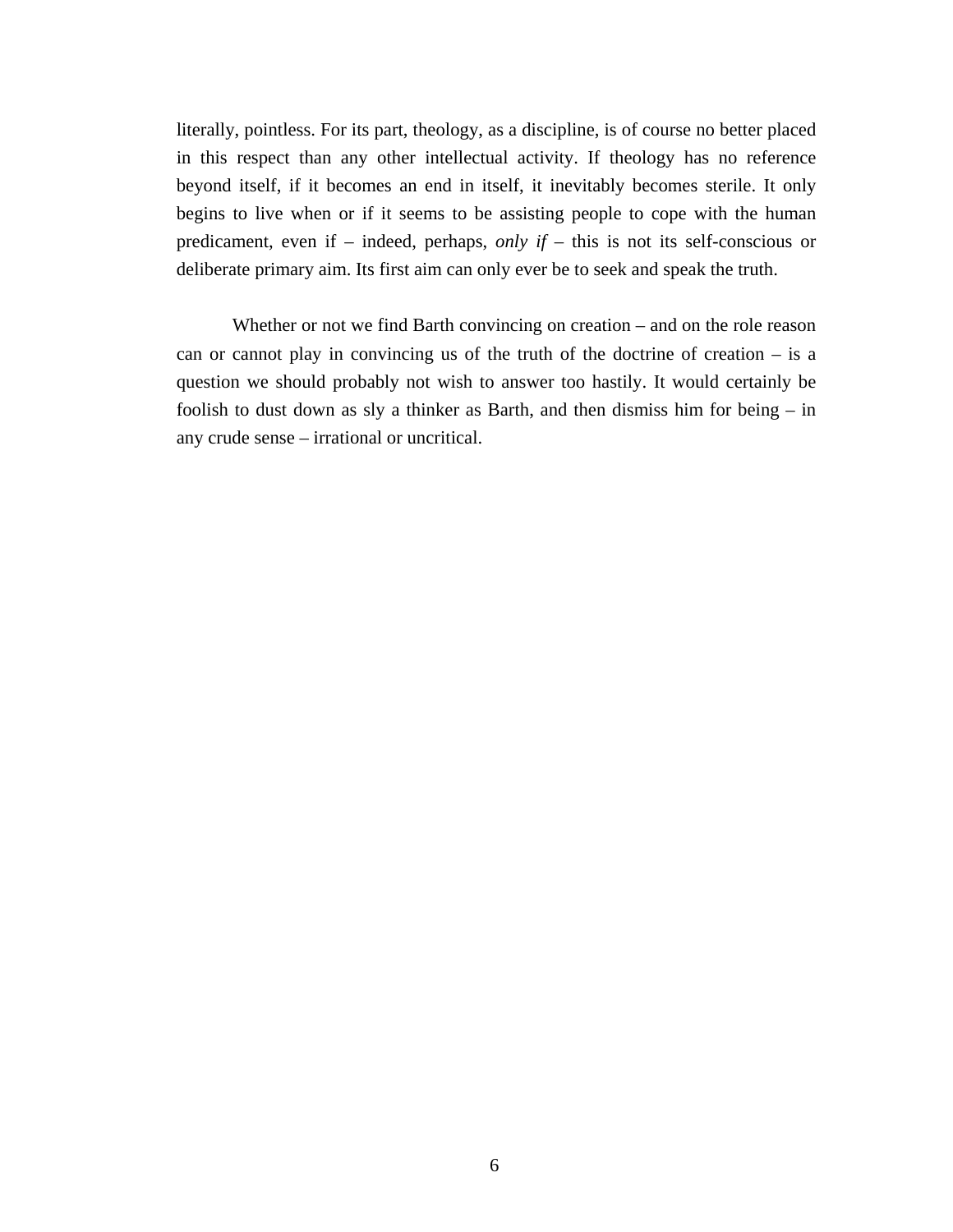literally, pointless. For its part, theology, as a discipline, is of course no better placed in this respect than any other intellectual activity. If theology has no reference beyond itself, if it becomes an end in itself, it inevitably becomes sterile. It only begins to live when or if it seems to be assisting people to cope with the human predicament, even if – indeed, perhaps, *only if* – this is not its self-conscious or deliberate primary aim. Its first aim can only ever be to seek and speak the truth.

Whether or not we find Barth convincing on creation – and on the role reason can or cannot play in convincing us of the truth of the doctrine of creation – is a question we should probably not wish to answer too hastily. It would certainly be foolish to dust down as sly a thinker as Barth, and then dismiss him for being – in any crude sense – irrational or uncritical.